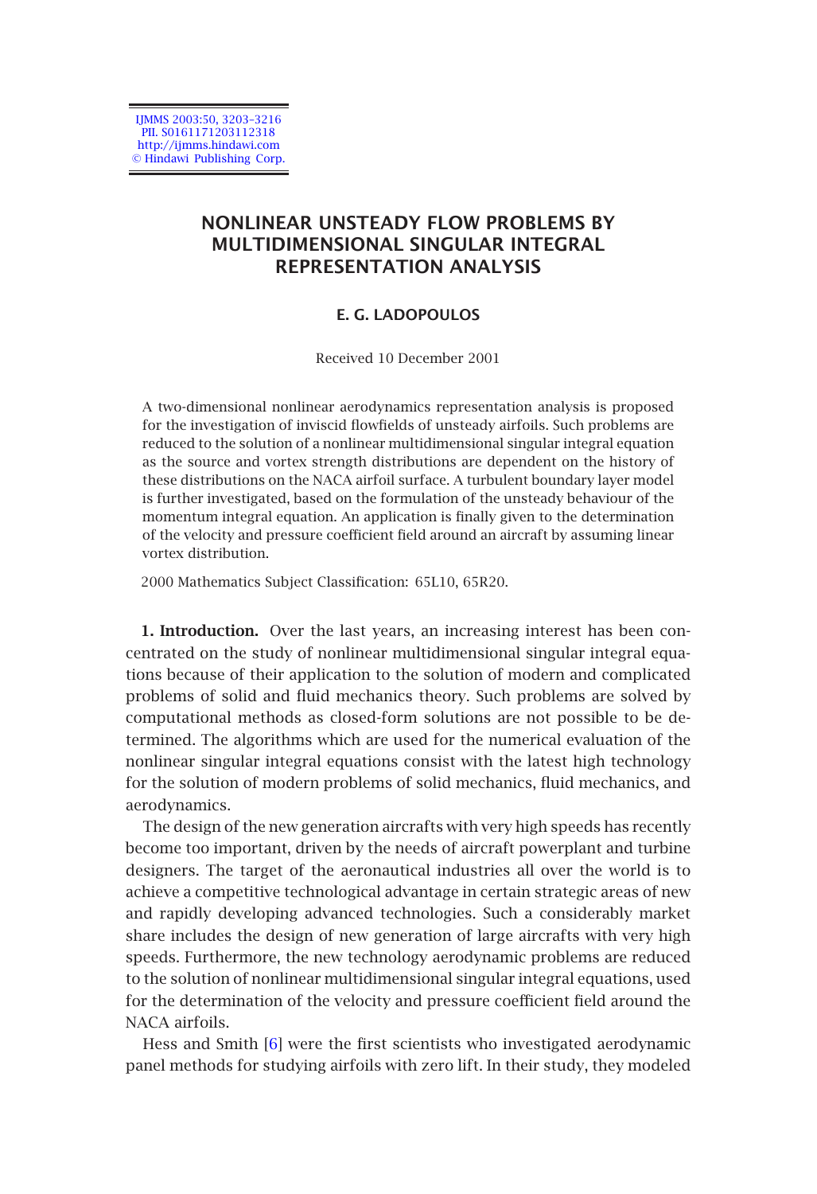# NONLINEAR UNSTEADY FLOW PROBLEMS BY MULTIDIMENSIONAL SINGULAR INTEGRAL REPRESENTATION ANALYSIS

**E. G. LADOPOULOS**

Received 10 December 2001

A two-dimensional nonlinear aerodynamics representation analysis is proposed for the investigation of inviscid flowfields of unsteady airfoils. Such problems are reduced to the solution of a nonlinear multidimensional singular integral equation as the source and vortex strength distributions are dependent on the history of these distributions on the NACA airfoil surface. A turbulent boundary layer model is further investigated, based on the formulation of the unsteady behaviour of the momentum integral equation. An application is finally given to the determination of the velocity and pressure coefficient field around an aircraft by assuming linear vortex distribution.

2000 Mathematics Subject Classification: 65L10, 65R20.

## 1. Introduction.

Over the last years, an increasing interest has been concentrated on the study of nonlinear multidimensional singular integral equations because of their application to the solution of modern and complicated problems of solid and fluid mechanics theory. Such problems are solved by computational methods as closed-form solutions are not possible to be determined. The algorithms which are used for the numerical evaluation of the nonlinear singular integral equations consist with the latest high technology for the solution of modern problems of solid mechanics, fluid mechanics, and aerodynamics.

The design of the new generation aircrafts with very high speeds has recently become too important, driven by the needs of aircraft powerplant and turbine designers. The target of the aeronautical industries all over the world is to achieve a competitive technological advantage in certain strategic areas of new and rapidly developing advanced technologies. Such a considerably market share includes the design of new generation of large aircrafts with very high speeds. Furthermore, the new technology aerodynamic problems are reduced to the solution of nonlinear multidimensional singular integral equations, used for the determination of the velocity and pressure coefficient field around the NACA airfoils.

Hess and Smith [6] were the first scientists who investigated aerodynamic panel methods for studying airfoils with zero lift. In their study, they modeled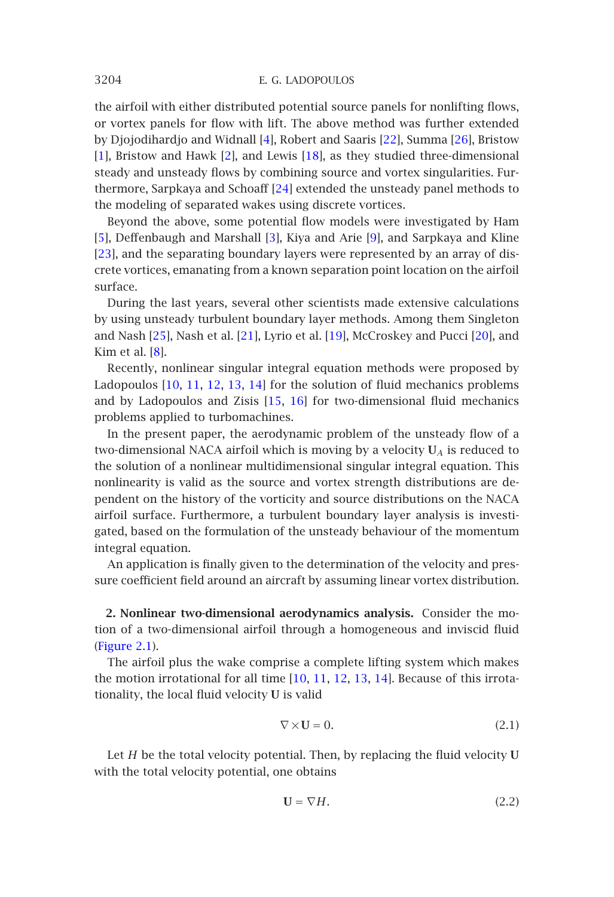the airfoil with either distributed potential source panels for nonlifting flows, or vortex panels for flow with lift. The above method was further extended by Djojodihardjo and Widnall [4], Robert and Saaris [22], Summa [26], Bristow [1], Bristow and Hawk [2], and Lewis [18], as they studied three-dimensional steady and unsteady flows by combining source and vortex singularities. Furthermore, Sarpkaya and Schoaff [24] extended the unsteady panel methods to the modeling of separated wakes using discrete vortices.

Beyond the above, some potential flow models were investigated by Ham [5], Deffenbaugh and Marshall [3], Kiya and Arie [9], and Sarpkaya and Kline [23], and the separating boundary layers were represented by an array of discrete vortices, emanating from a known separation point location on the airfoil surface.

During the last years, several other scientists made extensive calculations by using unsteady turbulent boundary layer methods. Among them Singleton and Nash [25], Nash et al. [21], Lyrio et al. [19], McCroskey and Pucci [20], and Kim et al. [8].

Recently, nonlinear singular integral equation methods were proposed by Ladopoulos [10, 11, 12, 13, 14] for the solution of fluid mechanics problems and by Ladopoulos and Zisis [15, 16] for two-dimensional fluid mechanics problems applied to turbomachines.

In the present paper, the aerodynamic problem of the unsteady flow of a two-dimensional NACA airfoil which is moving by a velocity $\mathbf{U}_A$ is reduced to the solution of a nonlinear multidimensional singular integral equation. This nonlinearity is valid as the source and vortex strength distributions are dependent on the history of the vorticity and source distributions on the NACA airfoil surface. Furthermore, a turbulent boundary layer analysis is investigated, based on the formulation of the unsteady behaviour of the momentum integral equation.

An application is finally given to the determination of the velocity and pressure coefficient field around an aircraft by assuming linear vortex distribution.

## 2. Nonlinear two-dimensional aerodynamics analysis.

Consider the motion of a two-dimensional airfoil through a homogeneous and inviscid fluid (Figure 2.1).

The airfoil plus the wake comprise a complete lifting system which makes the motion irrotational for all time [10, 11, 12, 13, 14]. Because of this irrotationality, the local fluid velocity $\mathbf{U}$ is valid

$$\nabla \times \mathbf{U} = 0. \tag{2.1}$$

Let $H$ be the total velocity potential. Then, by replacing the fluid velocity $\mathbf{U}$ with the total velocity potential, one obtains

$$\mathbf{U} = \nabla H. \tag{2.2}$$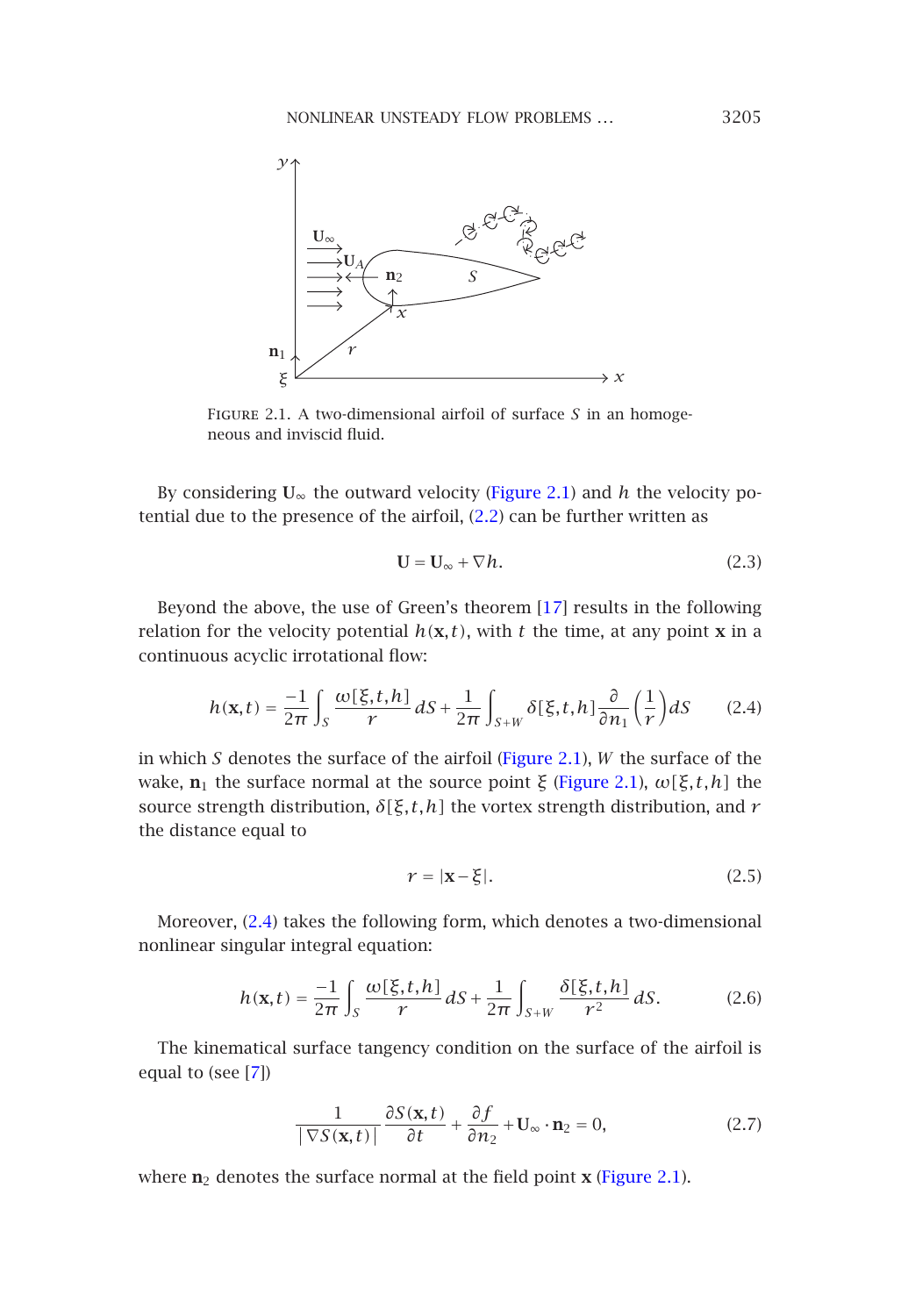FIGURE 2.1. A two-dimensional airfoil of surface $S$ in an homogeneous and inviscid fluid.

By considering $\mathbf{U}_\infty$ the outward velocity (Figure 2.1) and $h$ the velocity potential due to the presence of the airfoil, (2.2) can be further written as

$$\mathbf{U} = \mathbf{U}_\infty + \nabla h. \tag{2.3}$$

Beyond the above, the use of Green's theorem [17] results in the following relation for the velocity potential $h(\mathbf{x},t)$, with $t$ the time, at any point $\mathbf{x}$ in a continuous acyclic irrotational flow:

$$h(\mathbf{x},t) = \frac{-1}{2\pi}\int_S \frac{\omega[\xi,t,h]}{r}\,dS + \frac{1}{2\pi}\int_{S+W} \delta[\xi,t,h]\frac{\partial}{\partial n_1}\left(\frac{1}{r}\right)dS \tag{2.4}$$

in which $S$ denotes the surface of the airfoil (Figure 2.1), $W$ the surface of the wake, $\mathbf{n}_1$ the surface normal at the source point $\xi$ (Figure 2.1), $\omega[\xi,t,h]$ the source strength distribution, $\delta[\xi,t,h]$ the vortex strength distribution, and $r$ the distance equal to

$$r = |\mathbf{x} - \xi|. \tag{2.5}$$

Moreover, (2.4) takes the following form, which denotes a two-dimensional nonlinear singular integral equation:

$$h(\mathbf{x},t) = \frac{-1}{2\pi}\int_S \frac{\omega[\xi,t,h]}{r}\,dS + \frac{1}{2\pi}\int_{S+W} \frac{\delta[\xi,t,h]}{r^2}\,dS. \tag{2.6}$$

The kinematical surface tangency condition on the surface of the airfoil is equal to (see [7])

$$\frac{1}{|\nabla S(\mathbf{x},t)|}\frac{\partial S(\mathbf{x},t)}{\partial t} + \frac{\partial f}{\partial n_2} + \mathbf{U}_\infty \cdot \mathbf{n}_2 = 0, \tag{2.7}$$

where $\mathbf{n}_2$ denotes the surface normal at the field point $\mathbf{x}$ (Figure 2.1).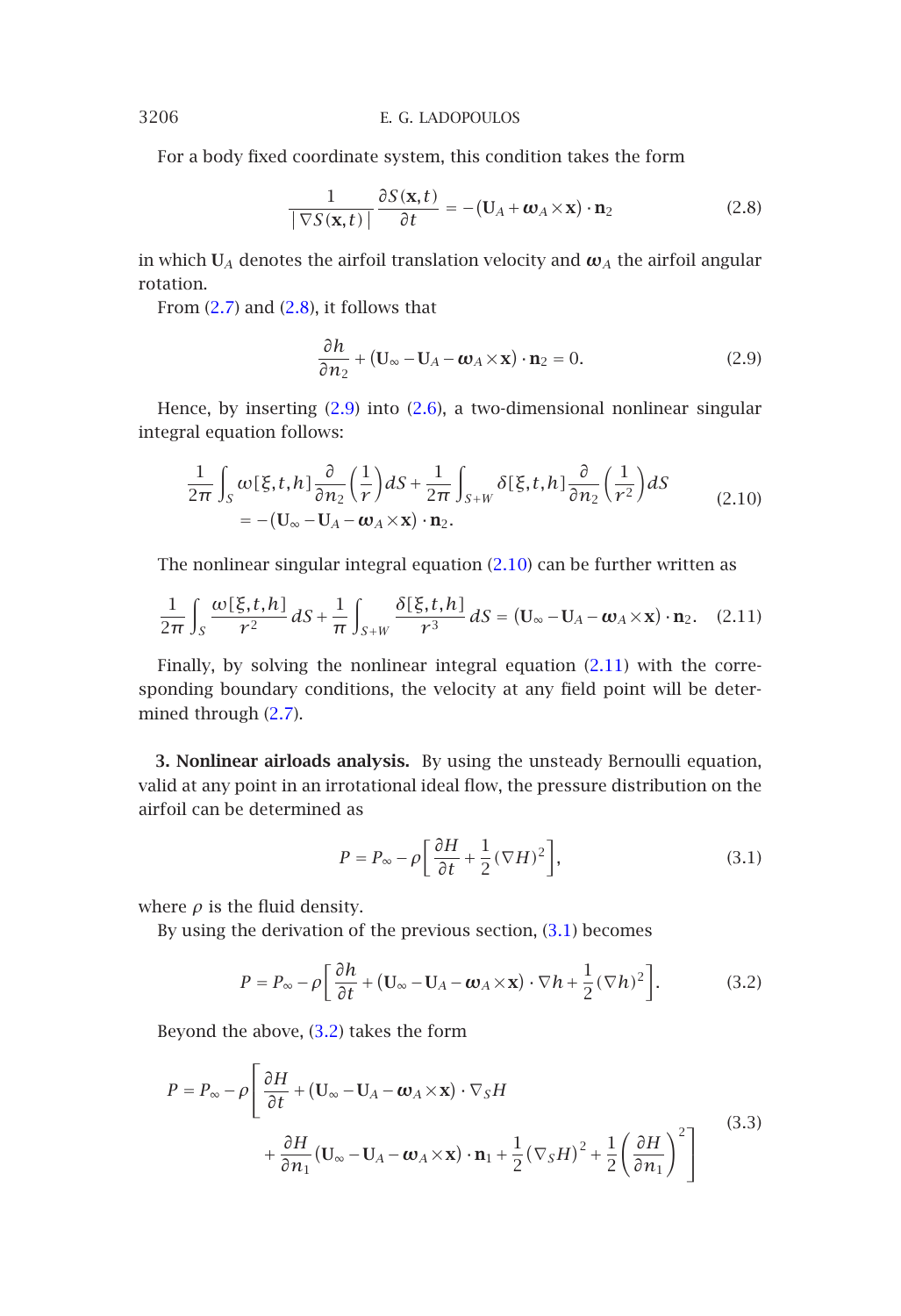For a body fixed coordinate system, this condition takes the form

$$\frac{1}{|\nabla S(\mathbf{x},t)|}\frac{\partial S(\mathbf{x},t)}{\partial t} = -(\mathbf{U}_A + \boldsymbol{\omega}_A \times \mathbf{x})\cdot \mathbf{n}_2 \tag{2.8}$$

in which $\mathbf{U}_A$ denotes the airfoil translation velocity and $\boldsymbol{\omega}_A$ the airfoil angular rotation.

From (2.7) and (2.8), it follows that

$$\frac{\partial h}{\partial n_2} + (\mathbf{U}_\infty - \mathbf{U}_A - \boldsymbol{\omega}_A \times \mathbf{x})\cdot \mathbf{n}_2 = 0. \tag{2.9}$$

Hence, by inserting (2.9) into (2.6), a two-dimensional nonlinear singular integral equation follows:

$$\begin{aligned}\frac{1}{2\pi}\int_S \omega[\xi,t,h]\frac{\partial}{\partial n_2}\left(\frac{1}{r}\right)dS + \frac{1}{2\pi}\int_{S+W}\delta[\xi,t,h]\frac{\partial}{\partial n_2}\left(\frac{1}{r^2}\right)dS \\ = -(\mathbf{U}_\infty - \mathbf{U}_A - \boldsymbol{\omega}_A \times \mathbf{x})\cdot \mathbf{n}_2.\end{aligned} \tag{2.10}$$

The nonlinear singular integral equation (2.10) can be further written as

$$\frac{1}{2\pi}\int_S \frac{\omega[\xi,t,h]}{r^2}dS + \frac{1}{\pi}\int_{S+W}\frac{\delta[\xi,t,h]}{r^3}dS = (\mathbf{U}_\infty - \mathbf{U}_A - \boldsymbol{\omega}_A \times \mathbf{x})\cdot \mathbf{n}_2. \tag{2.11}$$

Finally, by solving the nonlinear integral equation (2.11) with the corresponding boundary conditions, the velocity at any field point will be determined through (2.7).

**3. Nonlinear airloads analysis.** By using the unsteady Bernoulli equation, valid at any point in an irrotational ideal flow, the pressure distribution on the airfoil can be determined as

$$P = P_\infty - \rho\left[\frac{\partial H}{\partial t} + \frac{1}{2}(\nabla H)^2\right], \tag{3.1}$$

where $\rho$ is the fluid density.

By using the derivation of the previous section, (3.1) becomes

$$P = P_\infty - \rho\left[\frac{\partial h}{\partial t} + (\mathbf{U}_\infty - \mathbf{U}_A - \boldsymbol{\omega}_A \times \mathbf{x})\cdot \nabla h + \frac{1}{2}(\nabla h)^2\right]. \tag{3.2}$$

Beyond the above, (3.2) takes the form

$$\begin{aligned}P = P_\infty - \rho\Bigg[&\frac{\partial H}{\partial t} + (\mathbf{U}_\infty - \mathbf{U}_A - \boldsymbol{\omega}_A \times \mathbf{x})\cdot \nabla_S H \\ &+ \frac{\partial H}{\partial n_1}(\mathbf{U}_\infty - \mathbf{U}_A - \boldsymbol{\omega}_A \times \mathbf{x})\cdot \mathbf{n}_1 + \frac{1}{2}(\nabla_S H)^2 + \frac{1}{2}\left(\frac{\partial H}{\partial n_1}\right)^2\Bigg]\end{aligned} \tag{3.3}$$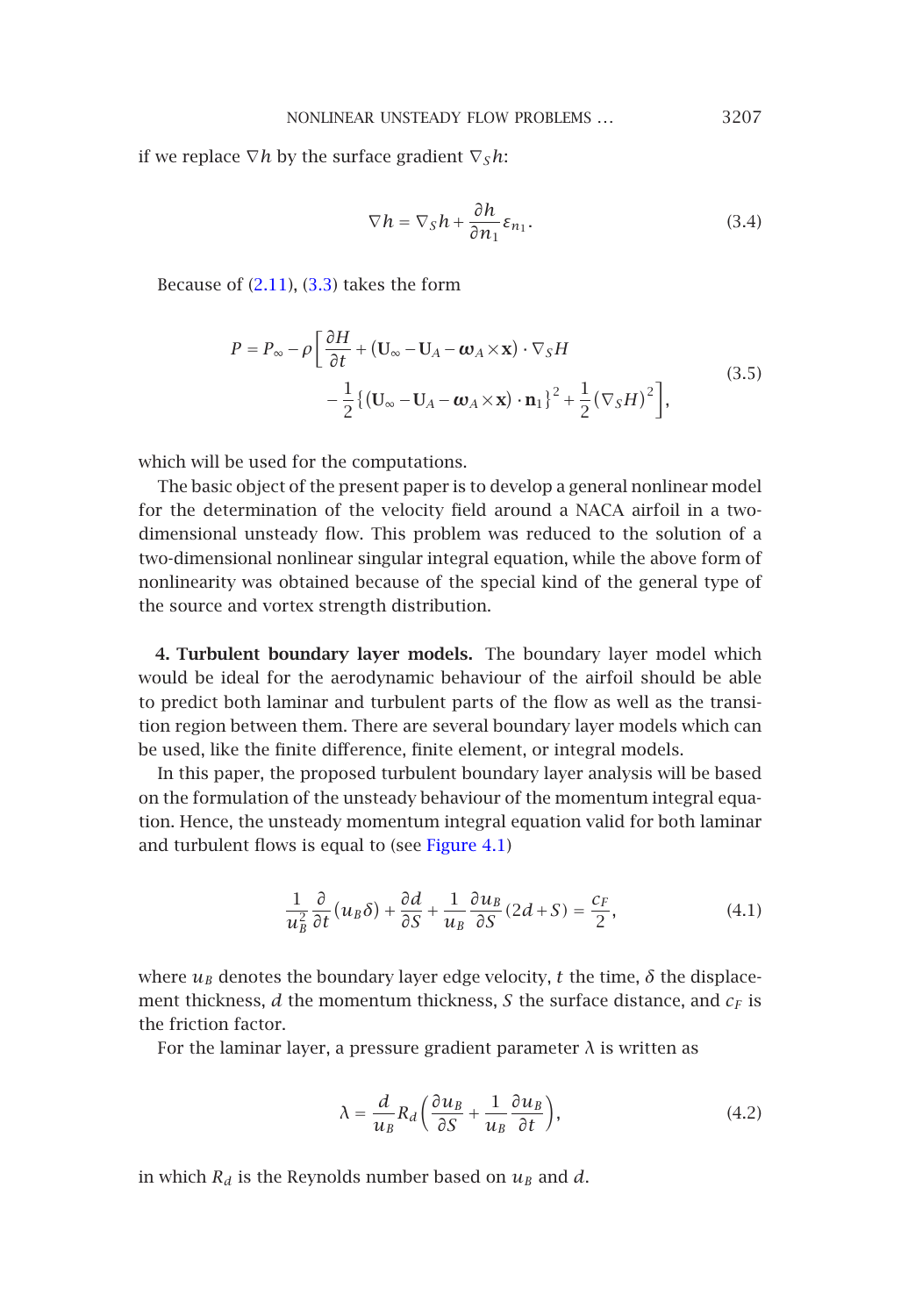if we replace $\nabla h$ by the surface gradient $\nabla_S h$:

$$\nabla h = \nabla_S h + \frac{\partial h}{\partial n_1} \varepsilon_{n_1}. \tag{3.4}$$

Because of (2.11), (3.3) takes the form

$$\begin{aligned} P = P_\infty - \rho \bigg[ & \frac{\partial H}{\partial t} + (\mathbf{U}_\infty - \mathbf{U}_A - \boldsymbol{\omega}_A \times \mathbf{x}) \cdot \nabla_S H \\ & - \frac{1}{2} \{ (\mathbf{U}_\infty - \mathbf{U}_A - \boldsymbol{\omega}_A \times \mathbf{x}) \cdot \mathbf{n}_1 \}^2 + \frac{1}{2} (\nabla_S H)^2 \bigg], \end{aligned} \tag{3.5}$$

which will be used for the computations.

The basic object of the present paper is to develop a general nonlinear model for the determination of the velocity field around a NACA airfoil in a two-dimensional unsteady flow. This problem was reduced to the solution of a two-dimensional nonlinear singular integral equation, while the above form of nonlinearity was obtained because of the special kind of the general type of the source and vortex strength distribution.

## 4. Turbulent boundary layer models.

The boundary layer model which would be ideal for the aerodynamic behaviour of the airfoil should be able to predict both laminar and turbulent parts of the flow as well as the transition region between them. There are several boundary layer models which can be used, like the finite difference, finite element, or integral models.

In this paper, the proposed turbulent boundary layer analysis will be based on the formulation of the unsteady behaviour of the momentum integral equation. Hence, the unsteady momentum integral equation valid for both laminar and turbulent flows is equal to (see Figure 4.1)

$$\frac{1}{u_B^2} \frac{\partial}{\partial t} (u_B \delta) + \frac{\partial d}{\partial S} + \frac{1}{u_B} \frac{\partial u_B}{\partial S} (2d + S) = \frac{c_F}{2}, \tag{4.1}$$

where $u_B$ denotes the boundary layer edge velocity, $t$ the time, $\delta$ the displacement thickness, $d$ the momentum thickness, $S$ the surface distance, and $c_F$ is the friction factor.

For the laminar layer, a pressure gradient parameter $\lambda$ is written as

$$\lambda = \frac{d}{u_B} R_d \left( \frac{\partial u_B}{\partial S} + \frac{1}{u_B} \frac{\partial u_B}{\partial t} \right), \tag{4.2}$$

in which $R_d$ is the Reynolds number based on $u_B$ and $d$.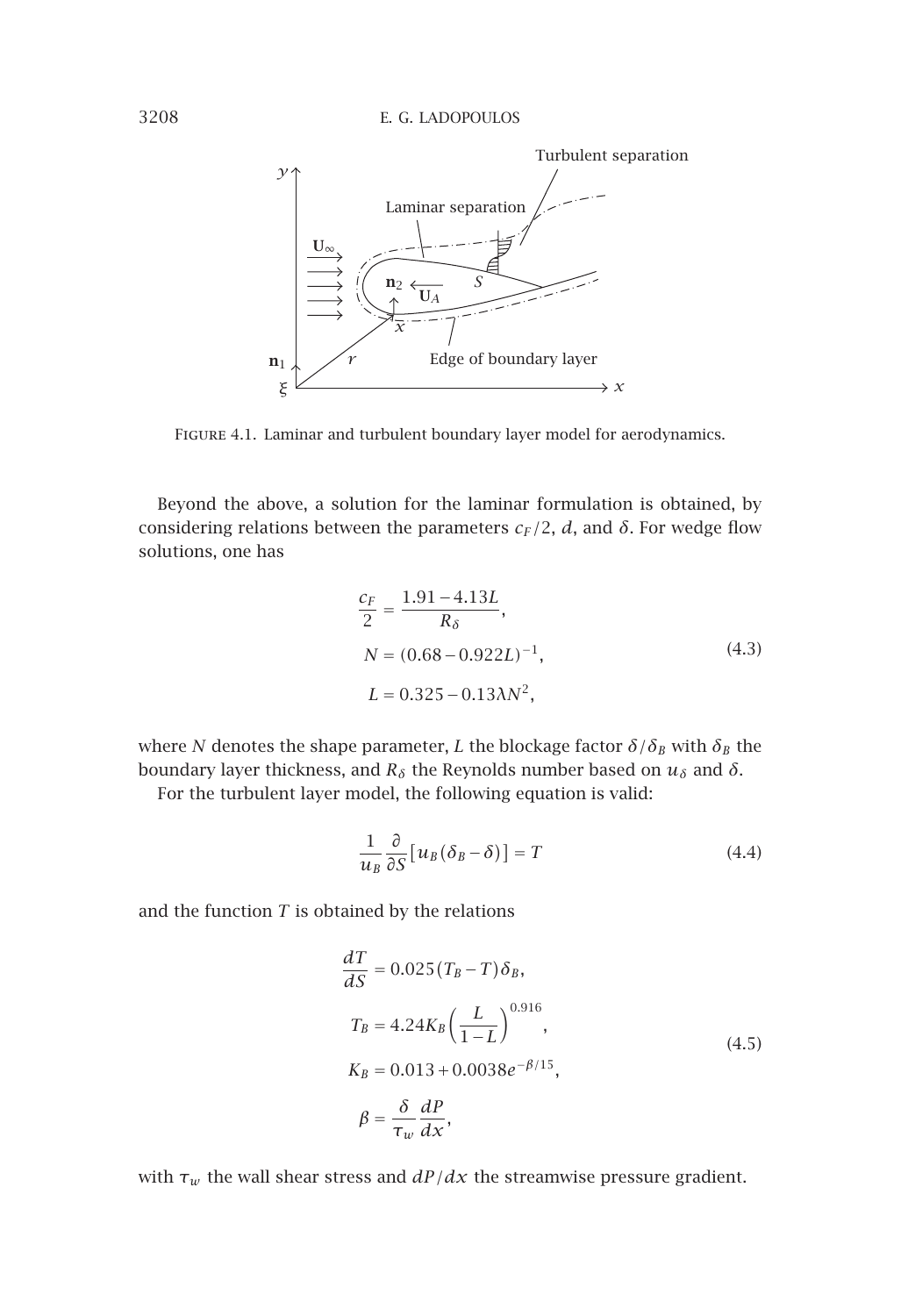FIGURE 4.1. Laminar and turbulent boundary layer model for aerodynamics.

Beyond the above, a solution for the laminar formulation is obtained, by considering relations between the parameters $c_F/2$, $d$, and $\delta$. For wedge flow solutions, one has

$$
\begin{aligned}
\frac{c_F}{2} &= \frac{1.91 - 4.13L}{R_\delta}, \\
N &= (0.68 - 0.922L)^{-1}, \\
L &= 0.325 - 0.13\lambda N^2,
\end{aligned}
\tag{4.3}
$$

where $N$ denotes the shape parameter, $L$ the blockage factor $\delta/\delta_B$ with $\delta_B$ the boundary layer thickness, and $R_\delta$ the Reynolds number based on $u_\delta$ and $\delta$.

For the turbulent layer model, the following equation is valid:

$$
\frac{1}{u_B}\frac{\partial}{\partial S}\left[u_B\left(\delta_B - \delta\right)\right] = T \tag{4.4}
$$

and the function $T$ is obtained by the relations

$$
\begin{aligned}
\frac{dT}{dS} &= 0.025\left(T_B - T\right)\delta_B, \\
T_B &= 4.24K_B\left(\frac{L}{1-L}\right)^{0.916}, \\
K_B &= 0.013 + 0.0038e^{-\beta/15}, \\
\beta &= \frac{\delta}{\tau_w}\frac{dP}{dx},
\end{aligned}
\tag{4.5}
$$

with $\tau_w$ the wall shear stress and $dP/dx$ the streamwise pressure gradient.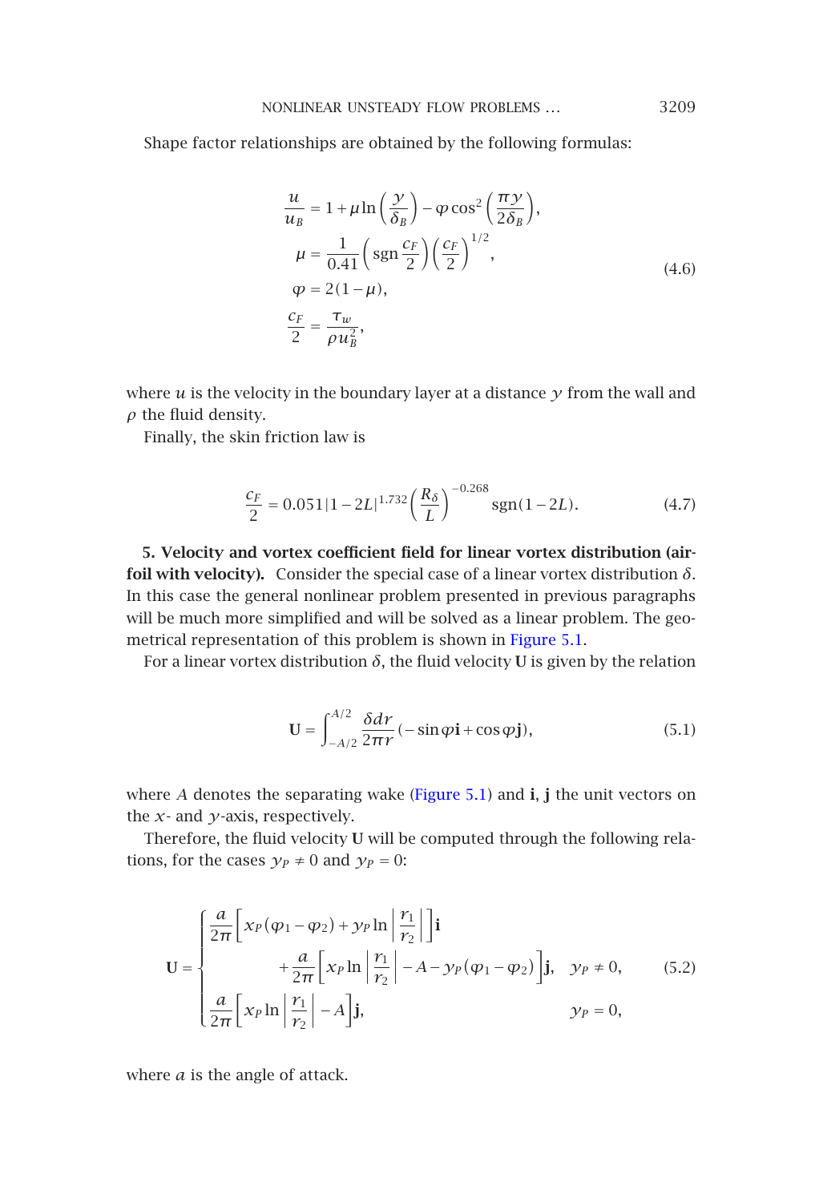Shape factor relationships are obtained by the following formulas:

$$
\begin{aligned}
\frac{u}{u_B} &= 1+\mu \ln\left(\frac{y}{\delta_B}\right) - \varphi \cos^2\left(\frac{\pi y}{2\delta_B}\right),\\
\mu &= \frac{1}{0.41}\left(\operatorname{sgn}\frac{c_F}{2}\right)\left(\frac{c_F}{2}\right)^{1/2},\\
\varphi &= 2(1-\mu),\\
\frac{c_F}{2} &= \frac{\tau_w}{\rho u_B^2},
\end{aligned}
\tag{4.6}
$$

where $u$ is the velocity in the boundary layer at a distance $y$ from the wall and $\rho$ the fluid density.

Finally, the skin friction law is

$$
\frac{c_F}{2} = 0.051|1-2L|^{1.732}\left(\frac{R_\delta}{L}\right)^{-0.268}\operatorname{sgn}(1-2L). \tag{4.7}
$$

**5. Velocity and vortex coefficient field for linear vortex distribution (airfoil with velocity).** Consider the special case of a linear vortex distribution $\delta$. In this case the general nonlinear problem presented in previous paragraphs will be much more simplified and will be solved as a linear problem. The geometrical representation of this problem is shown in Figure 5.1.

For a linear vortex distribution $\delta$, the fluid velocity $\mathbf{U}$ is given by the relation

$$
\mathbf{U} = \int_{-A/2}^{A/2} \frac{\delta\, dr}{2\pi r}(-\sin\varphi\,\mathbf{i} + \cos\varphi\,\mathbf{j}), \tag{5.1}
$$

where $A$ denotes the separating wake (Figure 5.1) and $\mathbf{i}$, $\mathbf{j}$ the unit vectors on the $x$- and $y$-axis, respectively.

Therefore, the fluid velocity $\mathbf{U}$ will be computed through the following relations, for the cases $y_P \neq 0$ and $y_P = 0$:

$$
\mathbf{U} = \begin{cases}
\dfrac{a}{2\pi}\left[x_P(\varphi_1-\varphi_2) + y_P \ln\left|\dfrac{r_1}{r_2}\right|\right]\mathbf{i} \\
\qquad + \dfrac{a}{2\pi}\left[x_P \ln\left|\dfrac{r_1}{r_2}\right| - A - y_P(\varphi_1-\varphi_2)\right]\mathbf{j}, & y_P \neq 0,\\
\dfrac{a}{2\pi}\left[x_P \ln\left|\dfrac{r_1}{r_2}\right| - A\right]\mathbf{j}, & y_P = 0,
\end{cases}
\tag{5.2}
$$

where $a$ is the angle of attack.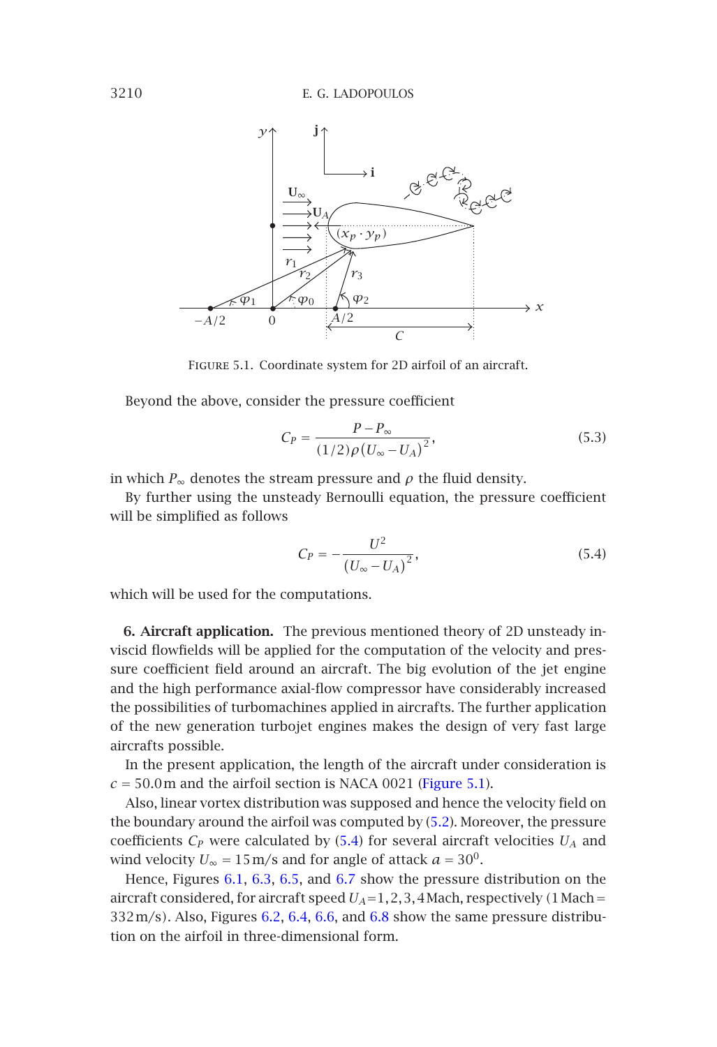FIGURE 5.1. Coordinate system for 2D airfoil of an aircraft.

Beyond the above, consider the pressure coefficient

$$C_P = \frac{P - P_\infty}{(1/2)\rho(U_\infty - U_A)^2}, \tag{5.3}$$

in which $P_\infty$ denotes the stream pressure and $\rho$ the fluid density.

By further using the unsteady Bernoulli equation, the pressure coefficient will be simplified as follows

$$C_P = -\frac{U^2}{(U_\infty - U_A)^2}, \tag{5.4}$$

which will be used for the computations.

**6. Aircraft application.** The previous mentioned theory of 2D unsteady inviscid flowfields will be applied for the computation of the velocity and pressure coefficient field around an aircraft. The big evolution of the jet engine and the high performance axial-flow compressor have considerably increased the possibilities of turbomachines applied in aircrafts. The further application of the new generation turbojet engines makes the design of very fast large aircrafts possible.

In the present application, the length of the aircraft under consideration is $c = 50.0\,\text{m}$ and the airfoil section is NACA 0021 (Figure 5.1).

Also, linear vortex distribution was supposed and hence the velocity field on the boundary around the airfoil was computed by (5.2). Moreover, the pressure coefficients $C_P$ were calculated by (5.4) for several aircraft velocities $U_A$ and wind velocity $U_\infty = 15\,\text{m/s}$ and for angle of attack $a = 30^0$.

Hence, Figures 6.1, 6.3, 6.5, and 6.7 show the pressure distribution on the aircraft considered, for aircraft speed $U_A = 1, 2, 3, 4$ Mach, respectively (1 Mach = 332 m/s). Also, Figures 6.2, 6.4, 6.6, and 6.8 show the same pressure distribution on the airfoil in three-dimensional form.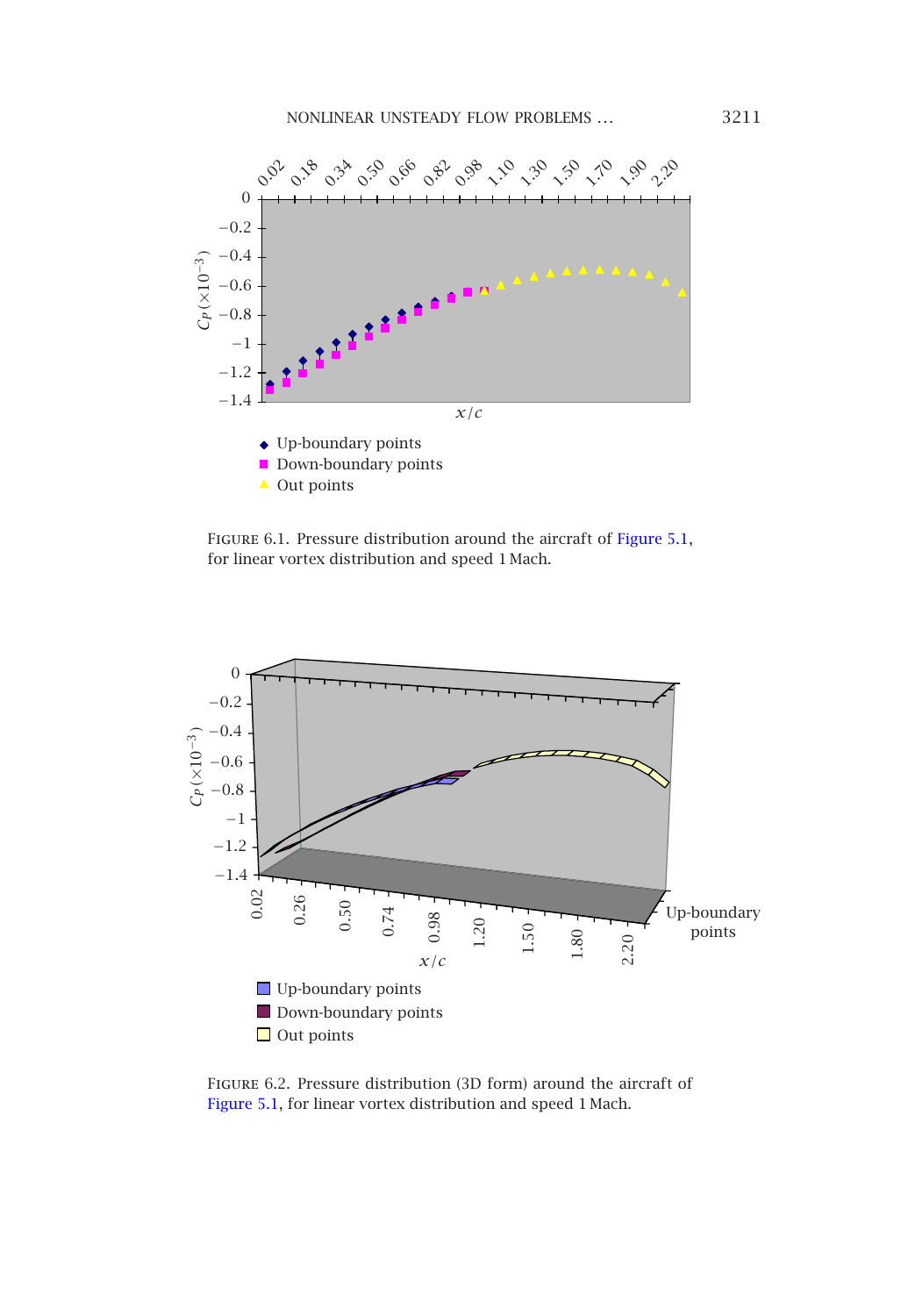FIGURE 6.1. Pressure distribution around the aircraft of Figure 5.1, for linear vortex distribution and speed 1 Mach.

FIGURE 6.2. Pressure distribution (3D form) around the aircraft of Figure 5.1, for linear vortex distribution and speed 1 Mach.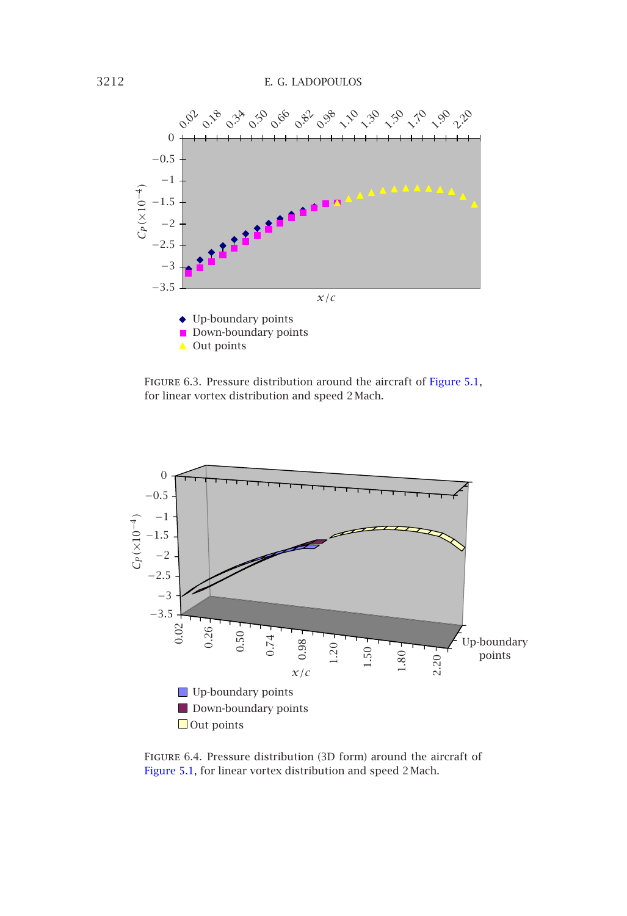Figure 6.3. Pressure distribution around the aircraft of Figure 5.1, for linear vortex distribution and speed 2 Mach.

Figure 6.4. Pressure distribution (3D form) around the aircraft of Figure 5.1, for linear vortex distribution and speed 2 Mach.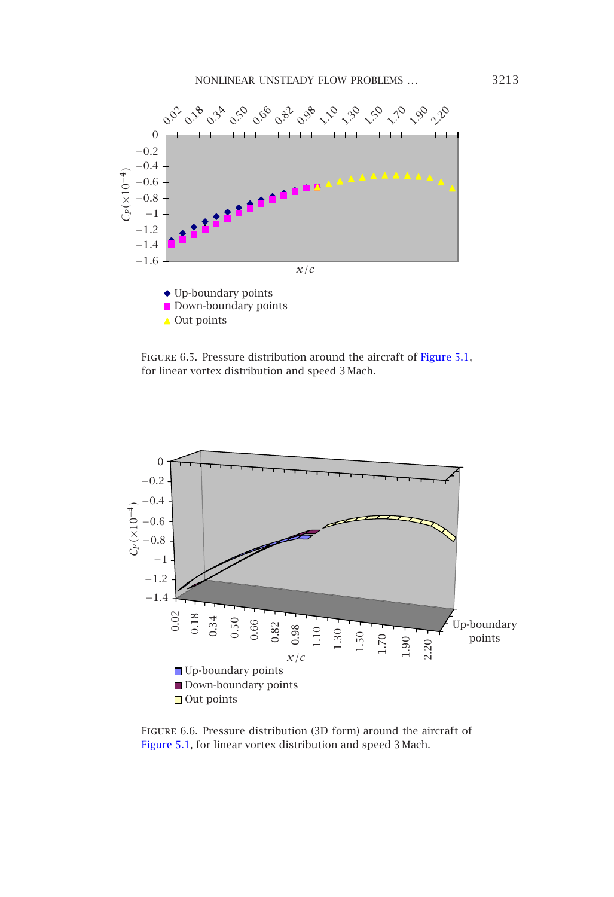Figure 6.5. Pressure distribution around the aircraft of Figure 5.1, for linear vortex distribution and speed 3 Mach.

Figure 6.6. Pressure distribution (3D form) around the aircraft of Figure 5.1, for linear vortex distribution and speed 3 Mach.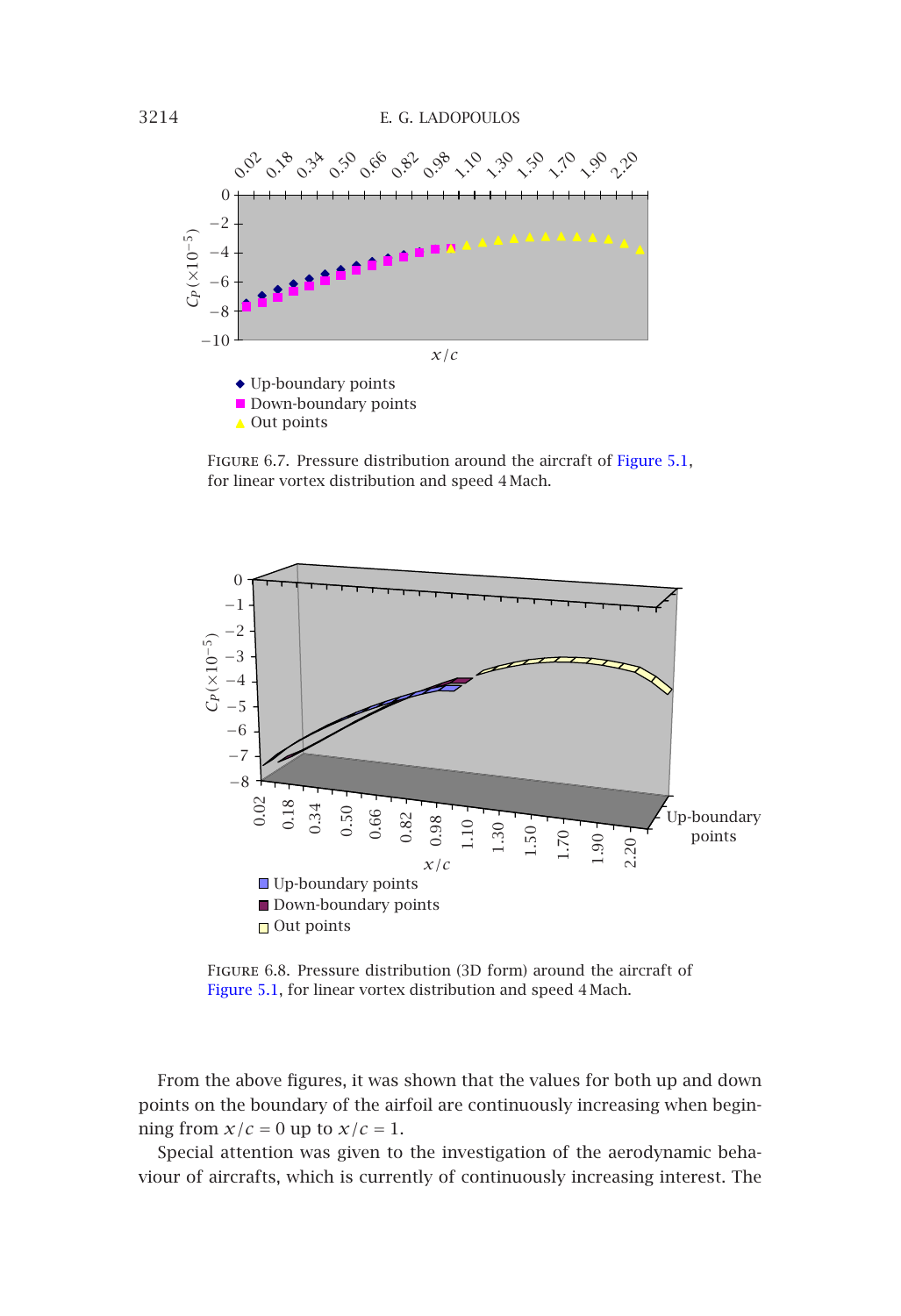FIGURE 6.7. Pressure distribution around the aircraft of Figure 5.1, for linear vortex distribution and speed 4 Mach.

FIGURE 6.8. Pressure distribution (3D form) around the aircraft of Figure 5.1, for linear vortex distribution and speed 4 Mach.

From the above figures, it was shown that the values for both up and down points on the boundary of the airfoil are continuously increasing when beginning from $x/c = 0$ up to $x/c = 1$.

Special attention was given to the investigation of the aerodynamic behaviour of aircrafts, which is currently of continuously increasing interest. The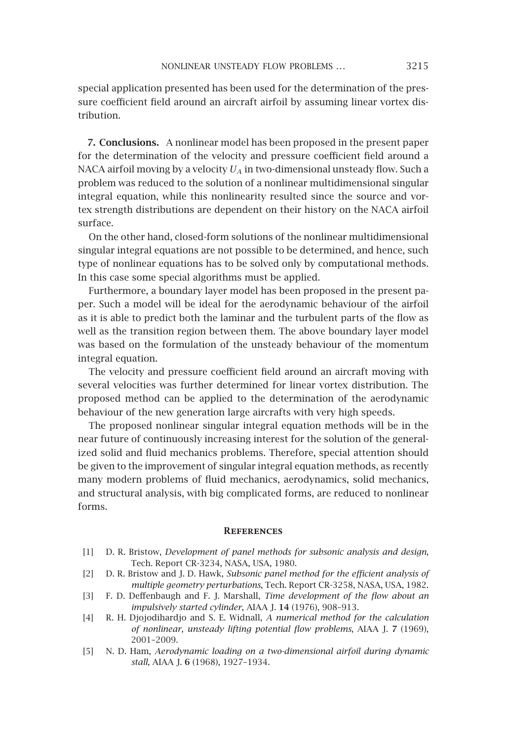special application presented has been used for the determination of the pressure coefficient field around an aircraft airfoil by assuming linear vortex distribution.

## 7. Conclusions.

A nonlinear model has been proposed in the present paper for the determination of the velocity and pressure coefficient field around a NACA airfoil moving by a velocity $U_A$ in two-dimensional unsteady flow. Such a problem was reduced to the solution of a nonlinear multidimensional singular integral equation, while this nonlinearity resulted since the source and vortex strength distributions are dependent on their history on the NACA airfoil surface.

On the other hand, closed-form solutions of the nonlinear multidimensional singular integral equations are not possible to be determined, and hence, such type of nonlinear equations has to be solved only by computational methods. In this case some special algorithms must be applied.

Furthermore, a boundary layer model has been proposed in the present paper. Such a model will be ideal for the aerodynamic behaviour of the airfoil as it is able to predict both the laminar and the turbulent parts of the flow as well as the transition region between them. The above boundary layer model was based on the formulation of the unsteady behaviour of the momentum integral equation.

The velocity and pressure coefficient field around an aircraft moving with several velocities was further determined for linear vortex distribution. The proposed method can be applied to the determination of the aerodynamic behaviour of the new generation large aircrafts with very high speeds.

The proposed nonlinear singular integral equation methods will be in the near future of continuously increasing interest for the solution of the generalized solid and fluid mechanics problems. Therefore, special attention should be given to the improvement of singular integral equation methods, as recently many modern problems of fluid mechanics, aerodynamics, solid mechanics, and structural analysis, with big complicated forms, are reduced to nonlinear forms.

## References

[1] D. R. Bristow, *Development of panel methods for subsonic analysis and design*, Tech. Report CR-3234, NASA, USA, 1980.

[2] D. R. Bristow and J. D. Hawk, *Subsonic panel method for the efficient analysis of multiple geometry perturbations*, Tech. Report CR-3258, NASA, USA, 1982.

[3] F. D. Deffenbaugh and F. J. Marshall, *Time development of the flow about an impulsively started cylinder*, AIAA J. **14** (1976), 908–913.

[4] R. H. Djojodihardjo and S. E. Widnall, *A numerical method for the calculation of nonlinear, unsteady lifting potential flow problems*, AIAA J. **7** (1969), 2001–2009.

[5] N. D. Ham, *Aerodynamic loading on a two-dimensional airfoil during dynamic stall*, AIAA J. **6** (1968), 1927–1934.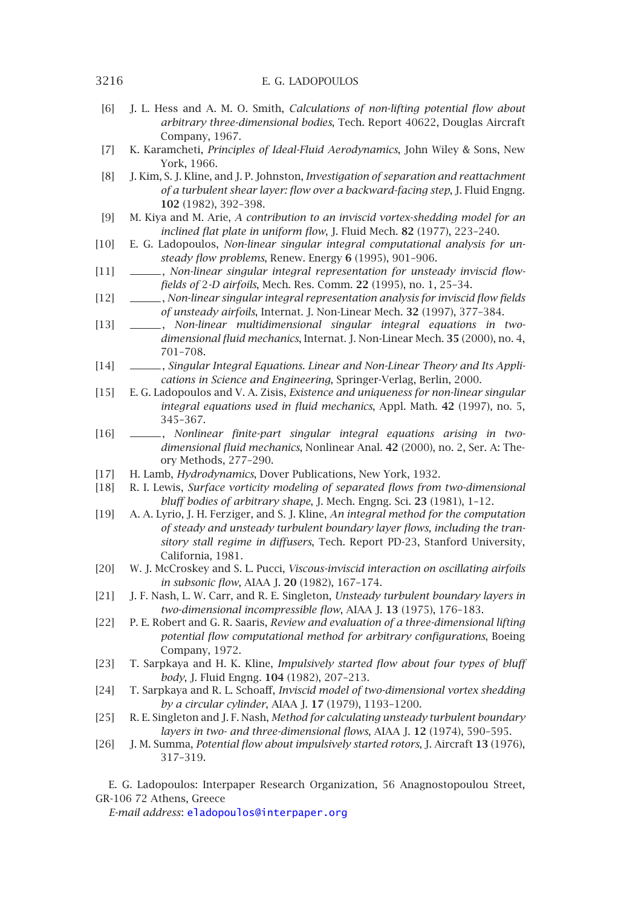[6] J. L. Hess and A. M. O. Smith, *Calculations of non-lifting potential flow about arbitrary three-dimensional bodies*, Tech. Report 40622, Douglas Aircraft Company, 1967.

[7] K. Karamcheti, *Principles of Ideal-Fluid Aerodynamics*, John Wiley & Sons, New York, 1966.

[8] J. Kim, S. J. Kline, and J. P. Johnston, *Investigation of separation and reattachment of a turbulent shear layer: flow over a backward-facing step*, J. Fluid Engng. **102** (1982), 392–398.

[9] M. Kiya and M. Arie, *A contribution to an inviscid vortex-shedding model for an inclined flat plate in uniform flow*, J. Fluid Mech. **82** (1977), 223–240.

[10] E. G. Ladopoulos, *Non-linear singular integral computational analysis for unsteady flow problems*, Renew. Energy **6** (1995), 901–906.

[11] ______, *Non-linear singular integral representation for unsteady inviscid flowfields of 2-D airfoils*, Mech. Res. Comm. **22** (1995), no. 1, 25–34.

[12] ______, *Non-linear singular integral representation analysis for inviscid flow fields of unsteady airfoils*, Internat. J. Non-Linear Mech. **32** (1997), 377–384.

[13] ______, *Non-linear multidimensional singular integral equations in two-dimensional fluid mechanics*, Internat. J. Non-Linear Mech. **35** (2000), no. 4, 701–708.

[14] ______, *Singular Integral Equations. Linear and Non-Linear Theory and Its Applications in Science and Engineering*, Springer-Verlag, Berlin, 2000.

[15] E. G. Ladopoulos and V. A. Zisis, *Existence and uniqueness for non-linear singular integral equations used in fluid mechanics*, Appl. Math. **42** (1997), no. 5, 345–367.

[16] ______, *Nonlinear finite-part singular integral equations arising in two-dimensional fluid mechanics*, Nonlinear Anal. **42** (2000), no. 2, Ser. A: Theory Methods, 277–290.

[17] H. Lamb, *Hydrodynamics*, Dover Publications, New York, 1932.

[18] R. I. Lewis, *Surface vorticity modeling of separated flows from two-dimensional bluff bodies of arbitrary shape*, J. Mech. Engng. Sci. **23** (1981), 1–12.

[19] A. A. Lyrio, J. H. Ferziger, and S. J. Kline, *An integral method for the computation of steady and unsteady turbulent boundary layer flows, including the transitory stall regime in diffusers*, Tech. Report PD-23, Stanford University, California, 1981.

[20] W. J. McCroskey and S. L. Pucci, *Viscous-inviscid interaction on oscillating airfoils in subsonic flow*, AIAA J. **20** (1982), 167–174.

[21] J. F. Nash, L. W. Carr, and R. E. Singleton, *Unsteady turbulent boundary layers in two-dimensional incompressible flow*, AIAA J. **13** (1975), 176–183.

[22] P. E. Robert and G. R. Saaris, *Review and evaluation of a three-dimensional lifting potential flow computational method for arbitrary configurations*, Boeing Company, 1972.

[23] T. Sarpkaya and H. K. Kline, *Impulsively started flow about four types of bluff body*, J. Fluid Engng. **104** (1982), 207–213.

[24] T. Sarpkaya and R. L. Schoaff, *Inviscid model of two-dimensional vortex shedding by a circular cylinder*, AIAA J. **17** (1979), 1193–1200.

[25] R. E. Singleton and J. F. Nash, *Method for calculating unsteady turbulent boundary layers in two- and three-dimensional flows*, AIAA J. **12** (1974), 590–595.

[26] J. M. Summa, *Potential flow about impulsively started rotors*, J. Aircraft **13** (1976), 317–319.

E. G. Ladopoulos: Interpaper Research Organization, 56 Anagnostopoulou Street, GR-106 72 Athens, Greece

*E-mail address*: eladopoulos@interpaper.org